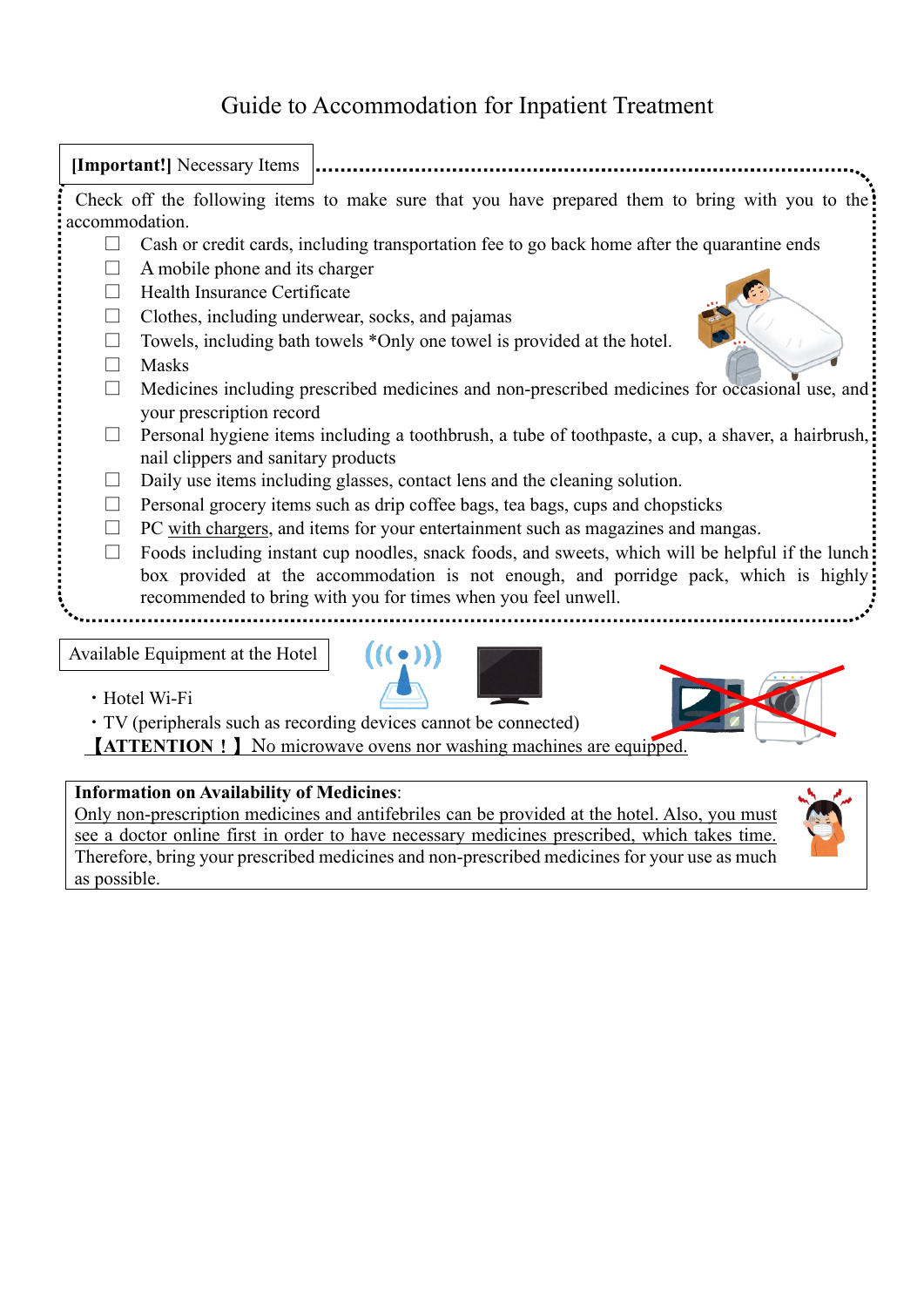# Guide to Accommodation for Inpatient Treatment

**[Important!]** Necessary Items

Check off the following items to make sure that you have prepared them to bring with you to the accommodation.

- ☐ Cash or credit cards, including transportation fee to go back home after the quarantine ends
- ☐ A mobile phone and its charger
- ☐ Health Insurance Certificate
- ☐ Clothes, including underwear, socks, and pajamas
- ☐ Towels, including bath towels *Only one towel is provided at the hotel.
- ☐ Masks
- ☐ Medicines including prescribed medicines and non-prescribed medicines for occasional use, and your prescription record
- ☐ Personal hygiene items including a toothbrush, a tube of toothpaste, a cup, a shaver, a hairbrush, nail clippers and sanitary products
- ☐ Daily use items including glasses, contact lens and the cleaning solution.
- ☐ Personal grocery items such as drip coffee bags, tea bags, cups and chopsticks
- ☐ PC with chargers, and items for your entertainment such as magazines and mangas.
- ☐ Foods including instant cup noodles, snack foods, and sweets, which will be helpful if the lunch box provided at the accommodation is not enough, and porridge pack, which is highly recommended to bring with you for times when you feel unwell.

Available Equipment at the Hotel

- Hotel Wi-Fi
- TV (peripherals such as recording devices cannot be connected)

**【ATTENTION！】** No microwave ovens nor washing machines are equipped.

**Information on Availability of Medicines**:
Only non-prescription medicines and antifebriles can be provided at the hotel. Also, you must see a doctor online first in order to have necessary medicines prescribed, which takes time. Therefore, bring your prescribed medicines and non-prescribed medicines for your use as much as possible.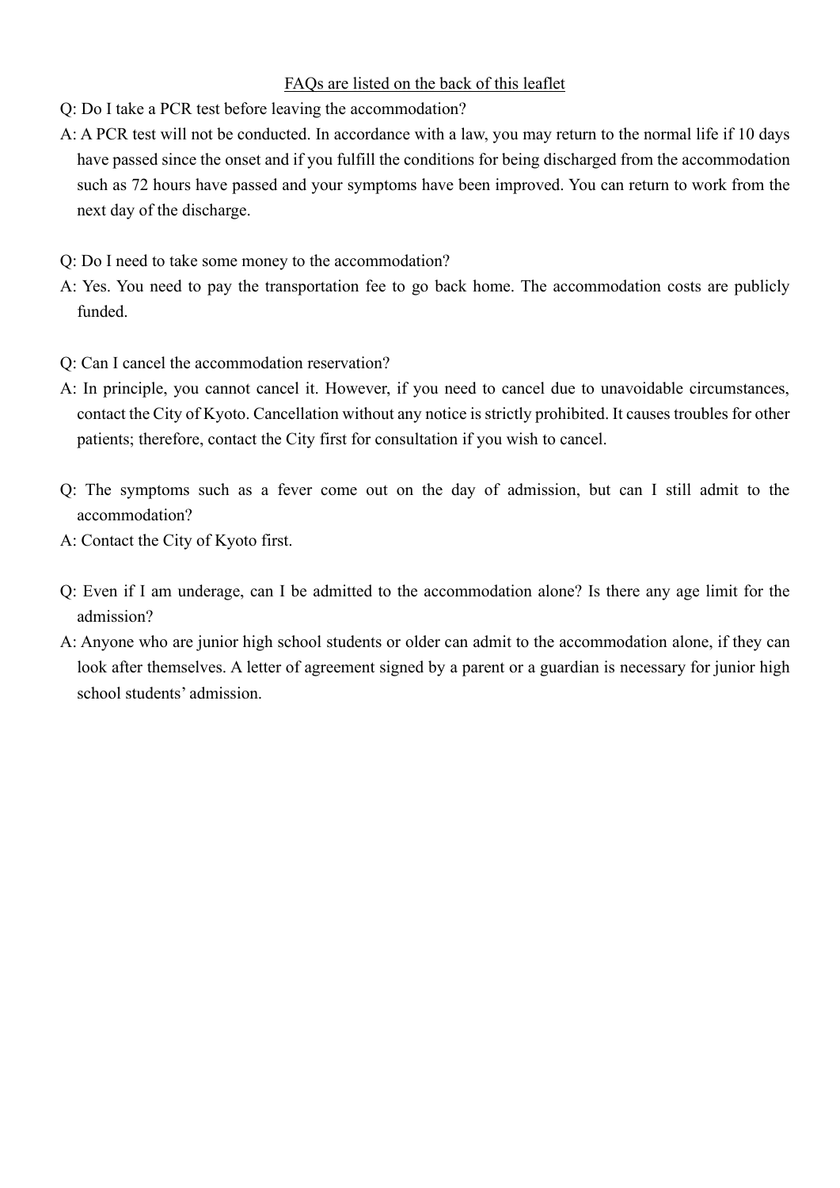FAQs are listed on the back of this leaflet

Q: Do I take a PCR test before leaving the accommodation?

A: A PCR test will not be conducted. In accordance with a law, you may return to the normal life if 10 days have passed since the onset and if you fulfill the conditions for being discharged from the accommodation such as 72 hours have passed and your symptoms have been improved. You can return to work from the next day of the discharge.

Q: Do I need to take some money to the accommodation?

A: Yes. You need to pay the transportation fee to go back home. The accommodation costs are publicly funded.

Q: Can I cancel the accommodation reservation?

A: In principle, you cannot cancel it. However, if you need to cancel due to unavoidable circumstances, contact the City of Kyoto. Cancellation without any notice is strictly prohibited. It causes troubles for other patients; therefore, contact the City first for consultation if you wish to cancel.

Q: The symptoms such as a fever come out on the day of admission, but can I still admit to the accommodation?

A: Contact the City of Kyoto first.

Q: Even if I am underage, can I be admitted to the accommodation alone? Is there any age limit for the admission?

A: Anyone who are junior high school students or older can admit to the accommodation alone, if they can look after themselves. A letter of agreement signed by a parent or a guardian is necessary for junior high school students' admission.